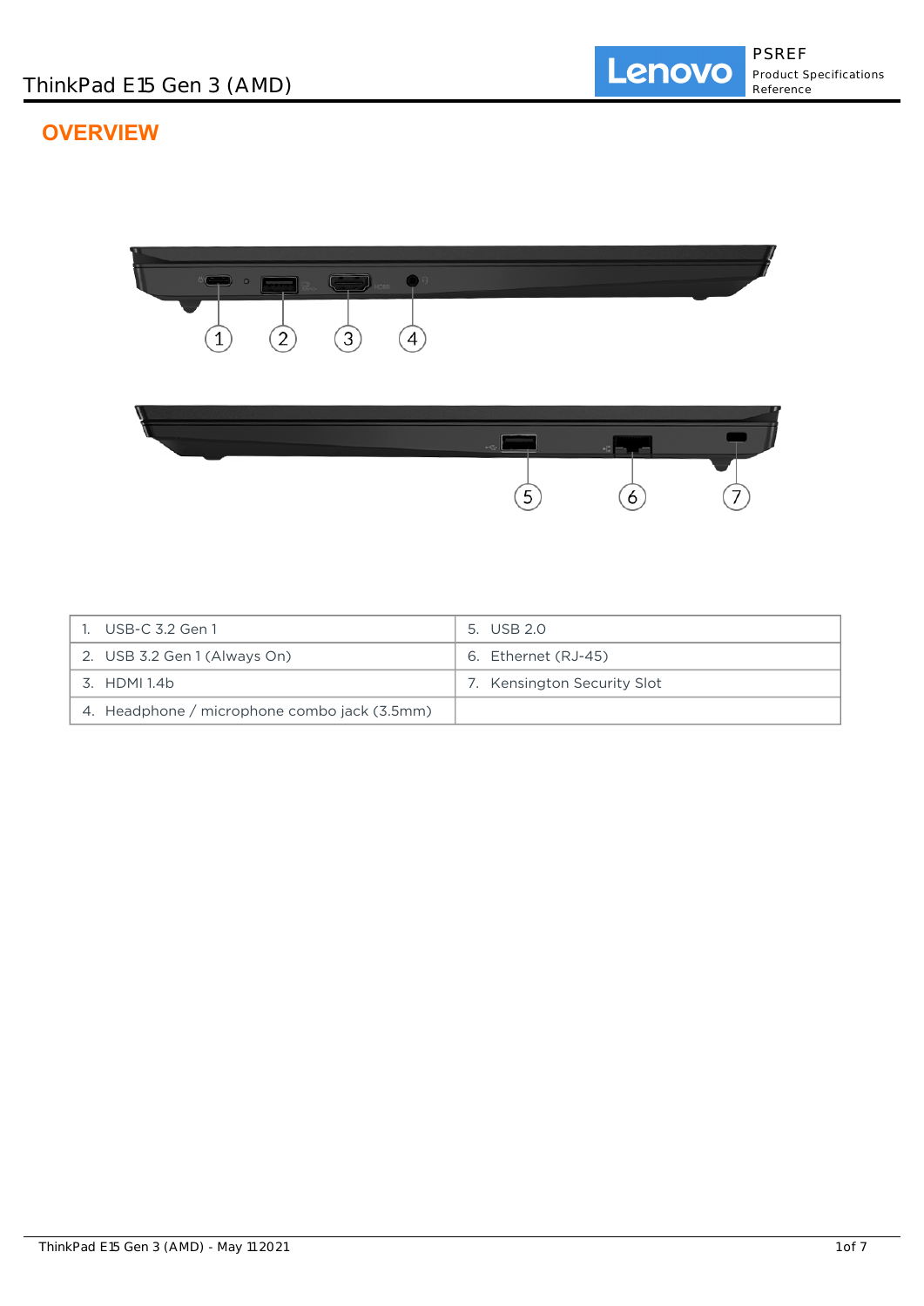# ThinkPad E15 Gen 3 (AMD)

## OVERVIEW

| 1. USB-C 3.2 Gen 1 | 5. USB 2.0 |
|---|---|
| 2. USB 3.2 Gen 1 (Always On) | 6. Ethernet (RJ-45) |
| 3. HDMI 1.4b | 7. Kensington Security Slot |
| 4. Headphone / microphone combo jack (3.5mm) | |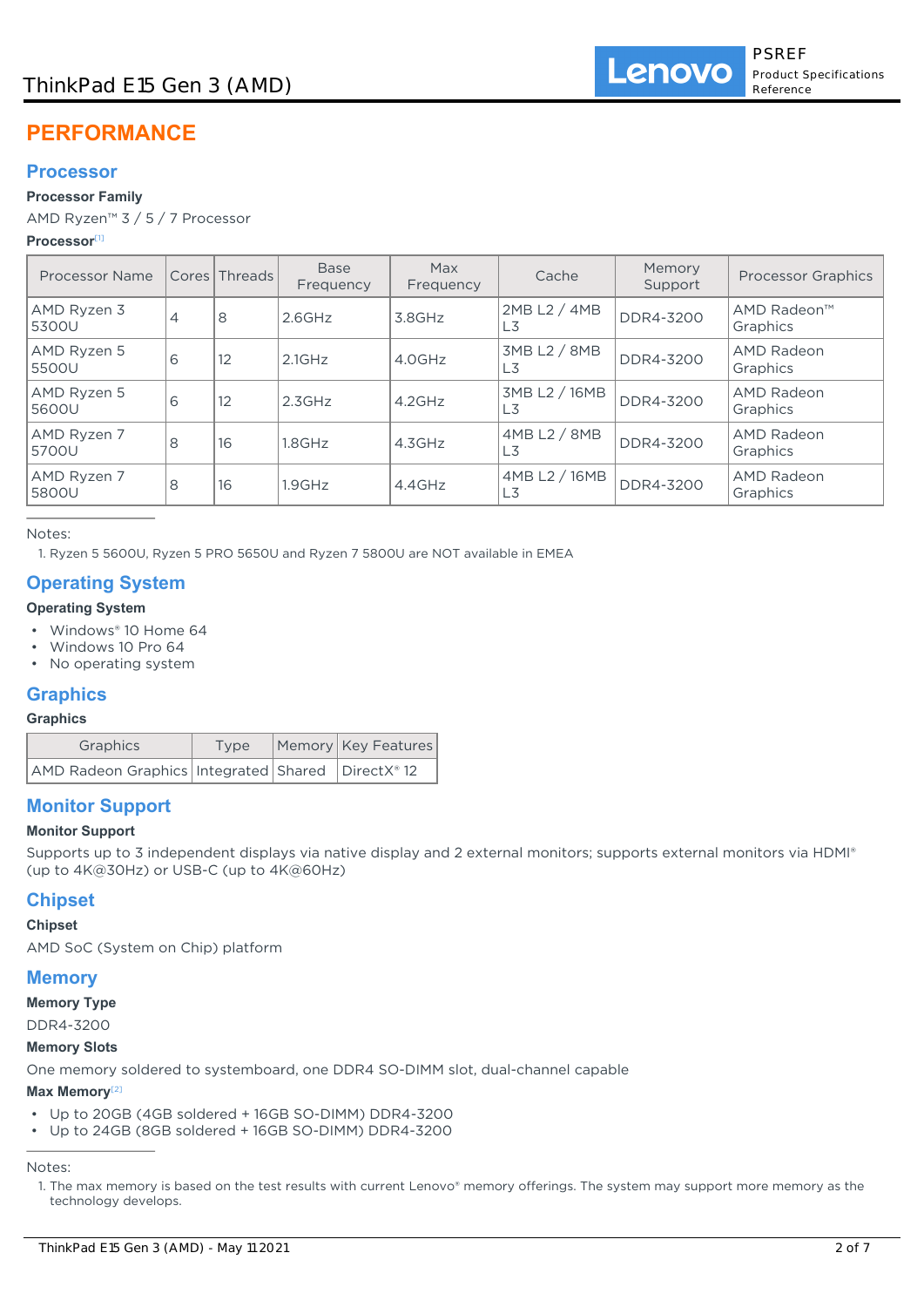# PERFORMANCE

## Processor

### Processor Family

AMD Ryzen™ 3 / 5 / 7 Processor

### Processor[1]

| Processor Name | Cores | Threads | Base Frequency | Max Frequency | Cache | Memory Support | Processor Graphics |
|---|---|---|---|---|---|---|---|
| AMD Ryzen 3 5300U | 4 | 8 | 2.6GHz | 3.8GHz | 2MB L2 / 4MB L3 | DDR4-3200 | AMD Radeon™ Graphics |
| AMD Ryzen 5 5500U | 6 | 12 | 2.1GHz | 4.0GHz | 3MB L2 / 8MB L3 | DDR4-3200 | AMD Radeon Graphics |
| AMD Ryzen 5 5600U | 6 | 12 | 2.3GHz | 4.2GHz | 3MB L2 / 16MB L3 | DDR4-3200 | AMD Radeon Graphics |
| AMD Ryzen 7 5700U | 8 | 16 | 1.8GHz | 4.3GHz | 4MB L2 / 8MB L3 | DDR4-3200 | AMD Radeon Graphics |
| AMD Ryzen 7 5800U | 8 | 16 | 1.9GHz | 4.4GHz | 4MB L2 / 16MB L3 | DDR4-3200 | AMD Radeon Graphics |

Notes:

1. Ryzen 5 5600U, Ryzen 5 PRO 5650U and Ryzen 7 5800U are NOT available in EMEA

## Operating System

### Operating System

- Windows® 10 Home 64
- Windows 10 Pro 64
- No operating system

## Graphics

### Graphics

| Graphics | Type | Memory | Key Features |
|---|---|---|---|
| AMD Radeon Graphics | Integrated | Shared | DirectX® 12 |

## Monitor Support

### Monitor Support

Supports up to 3 independent displays via native display and 2 external monitors; supports external monitors via HDMI® (up to 4K@30Hz) or USB-C (up to 4K@60Hz)

## Chipset

### Chipset

AMD SoC (System on Chip) platform

## Memory

### Memory Type

DDR4-3200

### Memory Slots

One memory soldered to systemboard, one DDR4 SO-DIMM slot, dual-channel capable

### Max Memory[2]

- Up to 20GB (4GB soldered + 16GB SO-DIMM) DDR4-3200
- Up to 24GB (8GB soldered + 16GB SO-DIMM) DDR4-3200

Notes:

1. The max memory is based on the test results with current Lenovo® memory offerings. The system may support more memory as the technology develops.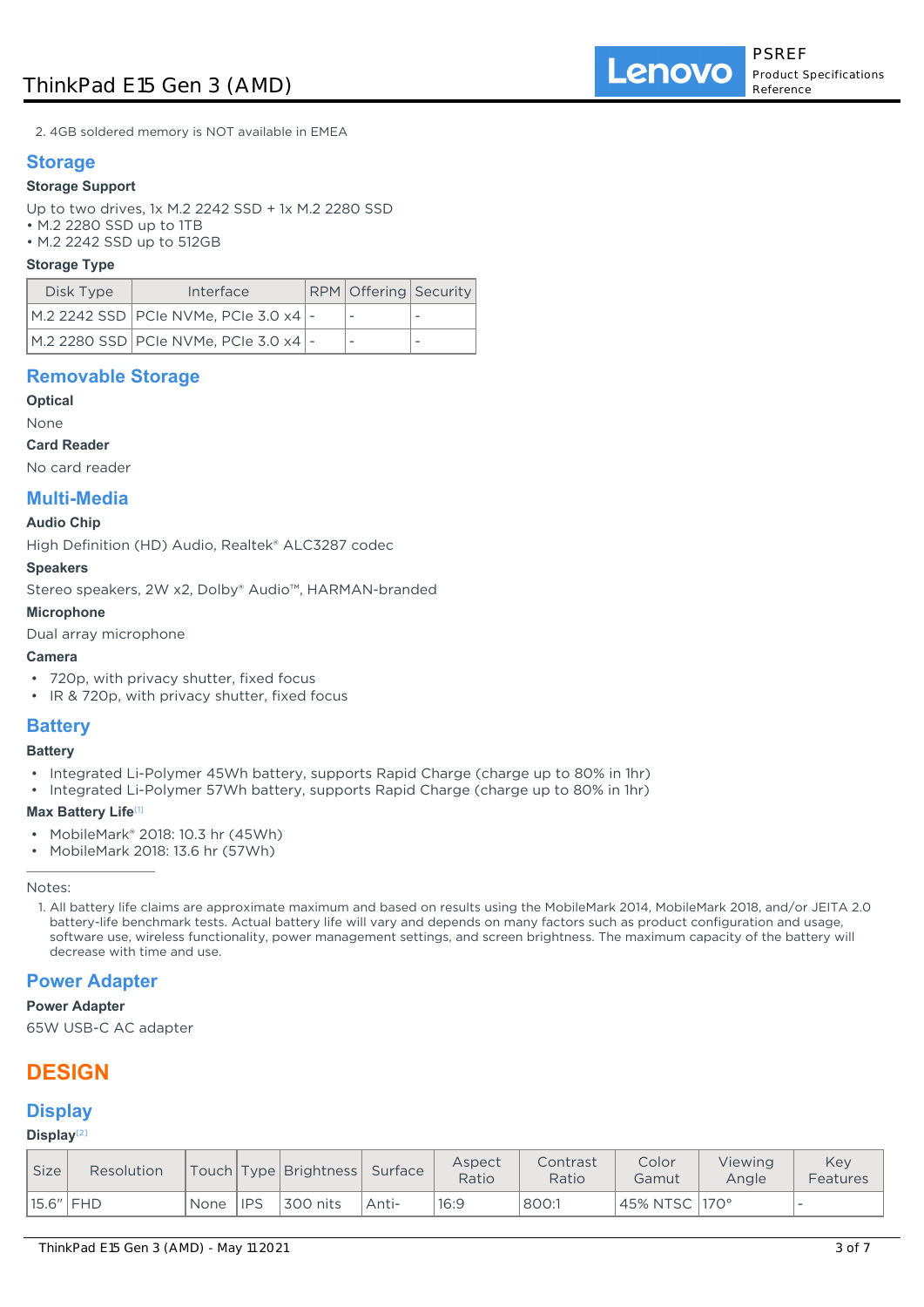2. 4GB soldered memory is NOT available in EMEA

## Storage

### Storage Support

Up to two drives, 1x M.2 2242 SSD + 1x M.2 2280 SSD
- M.2 2280 SSD up to 1TB
- M.2 2242 SSD up to 512GB

### Storage Type

| Disk Type | Interface | RPM | Offering | Security |
|---|---|---|---|---|
| M.2 2242 SSD | PCIe NVMe, PCIe 3.0 x4 | - | - | - |
| M.2 2280 SSD | PCIe NVMe, PCIe 3.0 x4 | - | - | - |

## Removable Storage

### Optical

None

### Card Reader

No card reader

## Multi-Media

### Audio Chip

High Definition (HD) Audio, Realtek® ALC3287 codec

### Speakers

Stereo speakers, 2W x2, Dolby® Audio™, HARMAN-branded

### Microphone

Dual array microphone

### Camera

- 720p, with privacy shutter, fixed focus
- IR & 720p, with privacy shutter, fixed focus

## Battery

### Battery

- Integrated Li-Polymer 45Wh battery, supports Rapid Charge (charge up to 80% in 1hr)
- Integrated Li-Polymer 57Wh battery, supports Rapid Charge (charge up to 80% in 1hr)

### Max Battery Life[1]

- MobileMark® 2018: 10.3 hr (45Wh)
- MobileMark 2018: 13.6 hr (57Wh)

---

Notes:

1. All battery life claims are approximate maximum and based on results using the MobileMark 2014, MobileMark 2018, and/or JEITA 2.0 battery-life benchmark tests. Actual battery life will vary and depends on many factors such as product configuration and usage, software use, wireless functionality, power management settings, and screen brightness. The maximum capacity of the battery will decrease with time and use.

## Power Adapter

### Power Adapter

65W USB-C AC adapter

# DESIGN

## Display

### Display[2]

| Size | Resolution | Touch | Type | Brightness | Surface | Aspect Ratio | Contrast Ratio | Color Gamut | Viewing Angle | Key Features |
|---|---|---|---|---|---|---|---|---|---|---|
| 15.6" | FHD | None | IPS | 300 nits | Anti- | 16:9 | 800:1 | 45% NTSC | 170° | - |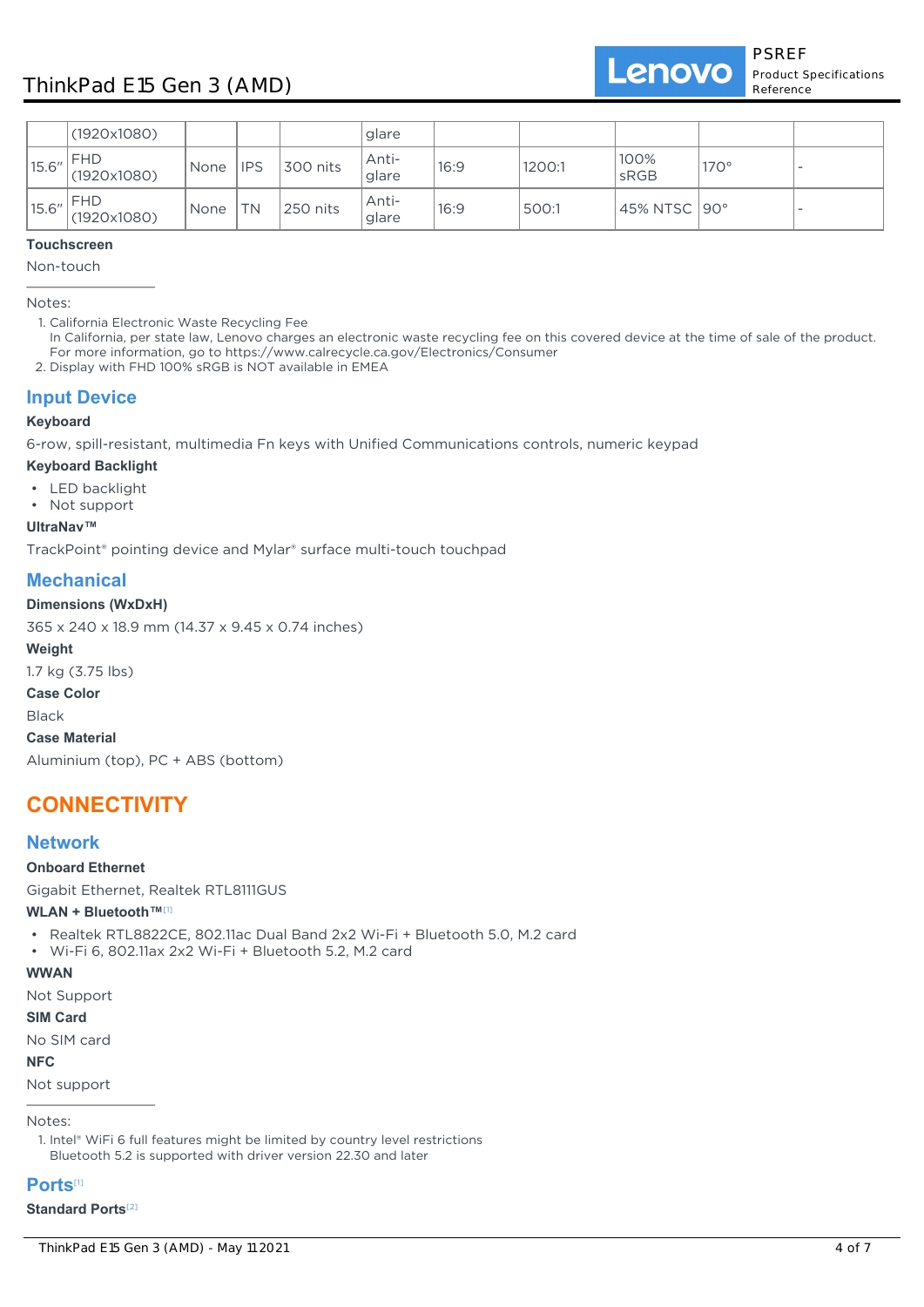|  | (1920x1080) |  |  |  | glare |  |  |  |  |  |
| --- | --- | --- | --- | --- | --- | --- | --- | --- | --- | --- |
| 15.6" | FHD (1920x1080) | None | IPS | 300 nits | Anti-glare | 16:9 | 1200:1 | 100% sRGB | 170° | - |
| 15.6" | FHD (1920x1080) | None | TN | 250 nits | Anti-glare | 16:9 | 500:1 | 45% NTSC | 90° | - |

**Touchscreen**

Non-touch

Notes:

1. California Electronic Waste Recycling Fee
   In California, per state law, Lenovo charges an electronic waste recycling fee on this covered device at the time of sale of the product. For more information, go to https://www.calrecycle.ca.gov/Electronics/Consumer
2. Display with FHD 100% sRGB is NOT available in EMEA

## Input Device

**Keyboard**

6-row, spill-resistant, multimedia Fn keys with Unified Communications controls, numeric keypad

**Keyboard Backlight**

- LED backlight
- Not support

**UltraNav™**

TrackPoint® pointing device and Mylar® surface multi-touch touchpad

## Mechanical

**Dimensions (WxDxH)**

365 x 240 x 18.9 mm (14.37 x 9.45 x 0.74 inches)

**Weight**

1.7 kg (3.75 lbs)

**Case Color**

Black

**Case Material**

Aluminium (top), PC + ABS (bottom)

# CONNECTIVITY

## Network

**Onboard Ethernet**

Gigabit Ethernet, Realtek RTL8111GUS

**WLAN + Bluetooth™**[1]

- Realtek RTL8822CE, 802.11ac Dual Band 2x2 Wi-Fi + Bluetooth 5.0, M.2 card
- Wi-Fi 6, 802.11ax 2x2 Wi-Fi + Bluetooth 5.2, M.2 card

**WWAN**

Not Support

**SIM Card**

No SIM card

**NFC**

Not support

Notes:

1. Intel® WiFi 6 full features might be limited by country level restrictions
   Bluetooth 5.2 is supported with driver version 22.30 and later

## Ports[1]

**Standard Ports**[2]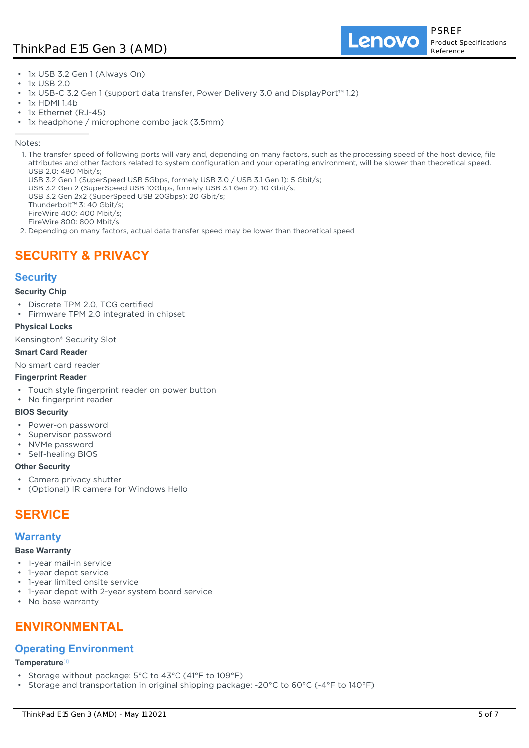- 1x USB 3.2 Gen 1 (Always On)
- 1x USB 2.0
- 1x USB-C 3.2 Gen 1 (support data transfer, Power Delivery 3.0 and DisplayPort™ 1.2)
- 1x HDMI 1.4b
- 1x Ethernet (RJ-45)
- 1x headphone / microphone combo jack (3.5mm)

---

Notes:

1. The transfer speed of following ports will vary and, depending on many factors, such as the processing speed of the host device, file attributes and other factors related to system configuration and your operating environment, will be slower than theoretical speed.
   USB 2.0: 480 Mbit/s;
   USB 3.2 Gen 1 (SuperSpeed USB 5Gbps, formely USB 3.0 / USB 3.1 Gen 1): 5 Gbit/s;
   USB 3.2 Gen 2 (SuperSpeed USB 10Gbps, formely USB 3.1 Gen 2): 10 Gbit/s;
   USB 3.2 Gen 2x2 (SuperSpeed USB 20Gbps): 20 Gbit/s;
   Thunderbolt™ 3: 40 Gbit/s;
   FireWire 400: 400 Mbit/s;
   FireWire 800: 800 Mbit/s
2. Depending on many factors, actual data transfer speed may be lower than theoretical speed

# SECURITY & PRIVACY

## Security

### Security Chip

- Discrete TPM 2.0, TCG certified
- Firmware TPM 2.0 integrated in chipset

### Physical Locks

Kensington® Security Slot

### Smart Card Reader

No smart card reader

### Fingerprint Reader

- Touch style fingerprint reader on power button
- No fingerprint reader

### BIOS Security

- Power-on password
- Supervisor password
- NVMe password
- Self-healing BIOS

### Other Security

- Camera privacy shutter
- (Optional) IR camera for Windows Hello

# SERVICE

## Warranty

### Base Warranty

- 1-year mail-in service
- 1-year depot service
- 1-year limited onsite service
- 1-year depot with 2-year system board service
- No base warranty

# ENVIRONMENTAL

## Operating Environment

### Temperature[1]

- Storage without package: 5°C to 43°C (41°F to 109°F)
- Storage and transportation in original shipping package: -20°C to 60°C (-4°F to 140°F)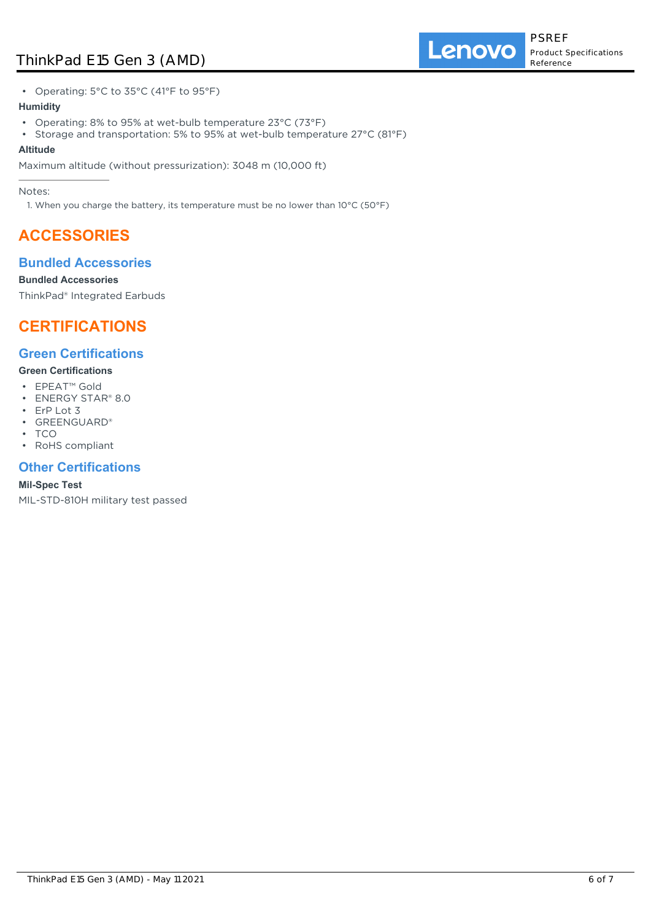- Operating: 5°C to 35°C (41°F to 95°F)

**Humidity**

- Operating: 8% to 95% at wet-bulb temperature 23°C (73°F)
- Storage and transportation: 5% to 95% at wet-bulb temperature 27°C (81°F)

**Altitude**

Maximum altitude (without pressurization): 3048 m (10,000 ft)

---

Notes:

1. When you charge the battery, its temperature must be no lower than 10°C (50°F)

# ACCESSORIES

## Bundled Accessories

**Bundled Accessories**

ThinkPad® Integrated Earbuds

# CERTIFICATIONS

## Green Certifications

**Green Certifications**

- EPEAT™ Gold
- ENERGY STAR® 8.0
- ErP Lot 3
- GREENGUARD®
- TCO
- RoHS compliant

## Other Certifications

**Mil-Spec Test**

MIL-STD-810H military test passed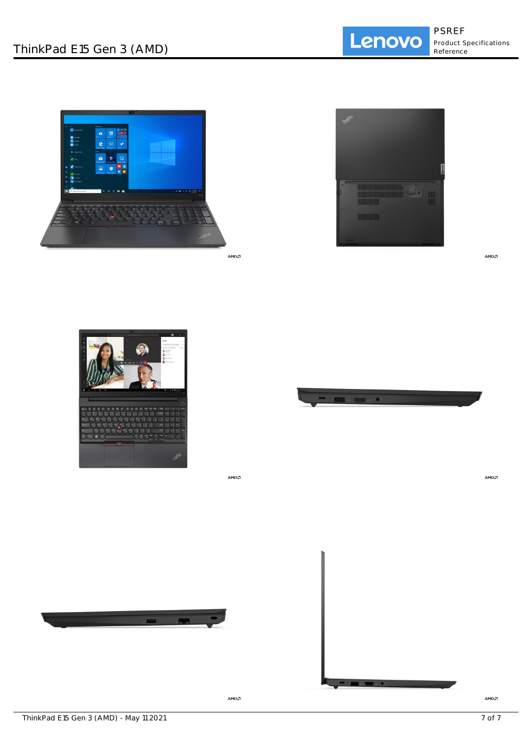AMD

AMD

AMD

AMD

AMD

AMD